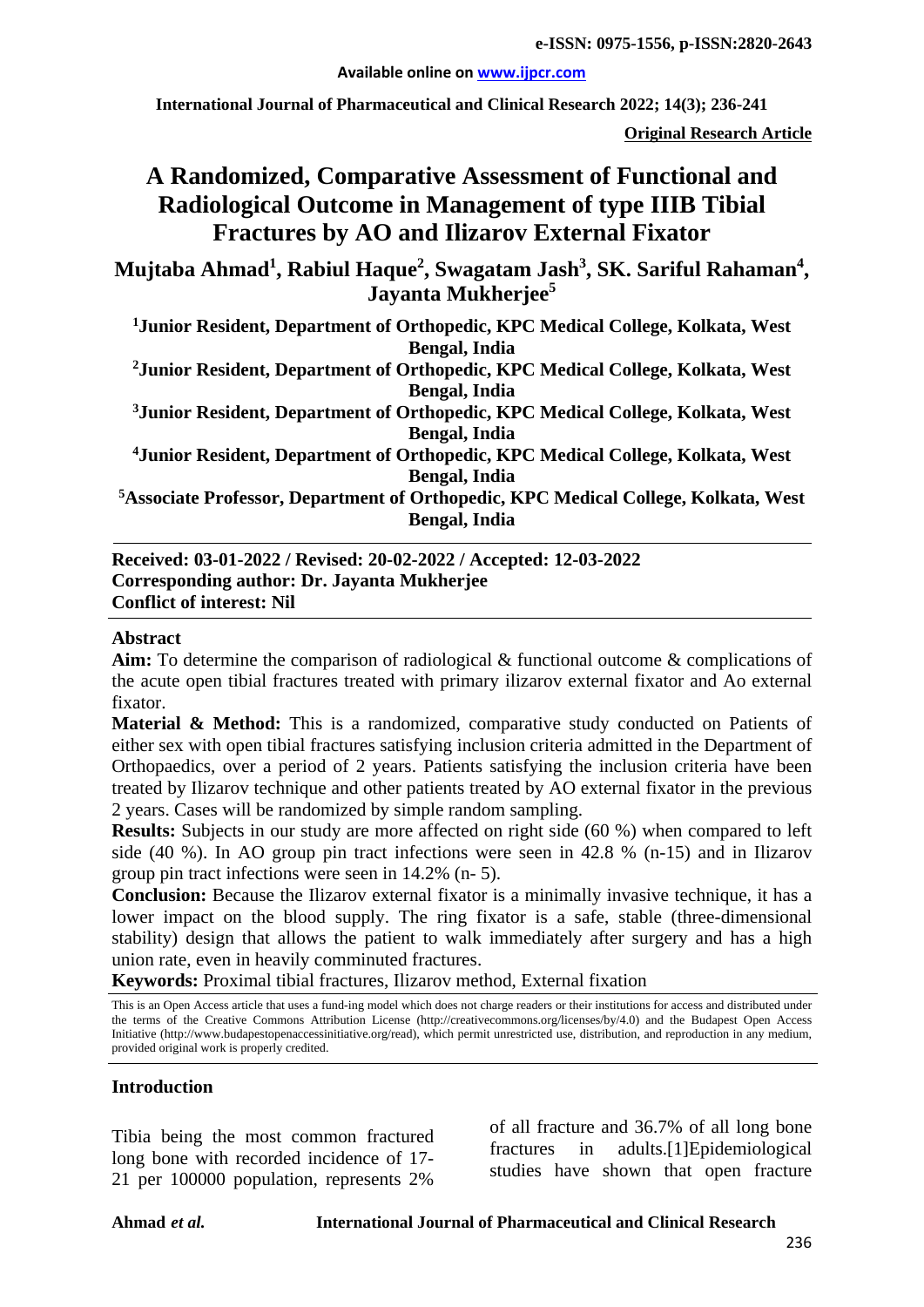e-ISSN: 0975-1556, p-ISSN:2820-2643

Available online on www.ijpcr.com

**Original Research Article**

# A Randomized, Comparative Assessment of Functional and Radiological Outcome in Management of type IIIB Tibial Fractures by AO and Ilizarov External Fixator

**Mujtaba Ahmad[1], Rabiul Haque[2], Swagatam Jash[3], SK. Sariful Rahaman[4], Jayanta Mukherjee[5]**

[1]Junior Resident, Department of Orthopedic, KPC Medical College, Kolkata, West Bengal, India

[2]Junior Resident, Department of Orthopedic, KPC Medical College, Kolkata, West Bengal, India

[3]Junior Resident, Department of Orthopedic, KPC Medical College, Kolkata, West Bengal, India

[4]Junior Resident, Department of Orthopedic, KPC Medical College, Kolkata, West Bengal, India

[5]Associate Professor, Department of Orthopedic, KPC Medical College, Kolkata, West Bengal, India

**Received: 03-01-2022 / Revised: 20-02-2022 / Accepted: 12-03-2022**
**Corresponding author: Dr. Jayanta Mukherjee**
**Conflict of interest: Nil**

## Abstract

**Aim:** To determine the comparison of radiological & functional outcome & complications of the acute open tibial fractures treated with primary ilizarov external fixator and Ao external fixator.

**Material & Method:** This is a randomized, comparative study conducted on Patients of either sex with open tibial fractures satisfying inclusion criteria admitted in the Department of Orthopaedics, over a period of 2 years. Patients satisfying the inclusion criteria have been treated by Ilizarov technique and other patients treated by AO external fixator in the previous 2 years. Cases will be randomized by simple random sampling.

**Results:** Subjects in our study are more affected on right side (60 %) when compared to left side (40 %). In AO group pin tract infections were seen in 42.8 % (n-15) and in Ilizarov group pin tract infections were seen in 14.2% (n- 5).

**Conclusion:** Because the Ilizarov external fixator is a minimally invasive technique, it has a lower impact on the blood supply. The ring fixator is a safe, stable (three-dimensional stability) design that allows the patient to walk immediately after surgery and has a high union rate, even in heavily comminuted fractures.

**Keywords:** Proximal tibial fractures, Ilizarov method, External fixation

This is an Open Access article that uses a fund-ing model which does not charge readers or their institutions for access and distributed under the terms of the Creative Commons Attribution License (http://creativecommons.org/licenses/by/4.0) and the Budapest Open Access Initiative (http://www.budapestopenaccessinitiative.org/read), which permit unrestricted use, distribution, and reproduction in any medium, provided original work is properly credited.

## Introduction

Tibia being the most common fractured long bone with recorded incidence of 17-21 per 100000 population, represents 2% of all fracture and 36.7% of all long bone fractures in adults.[1]Epidemiological studies have shown that open fracture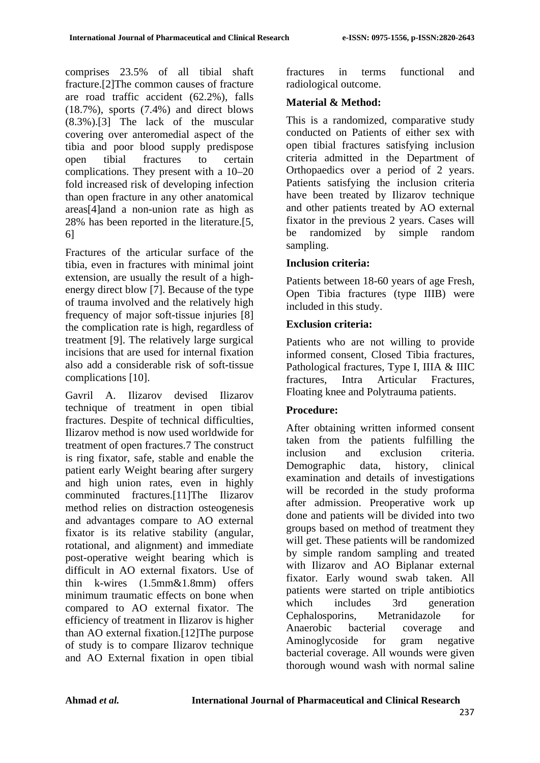comprises 23.5% of all tibial shaft fracture.[2]The common causes of fracture are road traffic accident (62.2%), falls (18.7%), sports (7.4%) and direct blows (8.3%).[3] The lack of the muscular covering over anteromedial aspect of the tibia and poor blood supply predispose open tibial fractures to certain complications. They present with a 10–20 fold increased risk of developing infection than open fracture in any other anatomical areas[4]and a non-union rate as high as 28% has been reported in the literature.[5, 6]

Fractures of the articular surface of the tibia, even in fractures with minimal joint extension, are usually the result of a high-energy direct blow [7]. Because of the type of trauma involved and the relatively high frequency of major soft-tissue injuries [8] the complication rate is high, regardless of treatment [9]. The relatively large surgical incisions that are used for internal fixation also add a considerable risk of soft-tissue complications [10].

Gavril A. Ilizarov devised Ilizarov technique of treatment in open tibial fractures. Despite of technical difficulties, Ilizarov method is now used worldwide for treatment of open fractures.7 The construct is ring fixator, safe, stable and enable the patient early Weight bearing after surgery and high union rates, even in highly comminuted fractures.[11]The Ilizarov method relies on distraction osteogenesis and advantages compare to AO external fixator is its relative stability (angular, rotational, and alignment) and immediate post-operative weight bearing which is difficult in AO external fixators. Use of thin k-wires (1.5mm&1.8mm) offers minimum traumatic effects on bone when compared to AO external fixator. The efficiency of treatment in Ilizarov is higher than AO external fixation.[12]The purpose of study is to compare Ilizarov technique and AO External fixation in open tibial fractures in terms functional and radiological outcome.

**Material & Method:**

This is a randomized, comparative study conducted on Patients of either sex with open tibial fractures satisfying inclusion criteria admitted in the Department of Orthopaedics over a period of 2 years. Patients satisfying the inclusion criteria have been treated by Ilizarov technique and other patients treated by AO external fixator in the previous 2 years. Cases will be randomized by simple random sampling.

**Inclusion criteria:**

Patients between 18-60 years of age Fresh, Open Tibia fractures (type IIIB) were included in this study.

**Exclusion criteria:**

Patients who are not willing to provide informed consent, Closed Tibia fractures, Pathological fractures, Type I, IIIA & IIIC fractures, Intra Articular Fractures, Floating knee and Polytrauma patients.

**Procedure:**

After obtaining written informed consent taken from the patients fulfilling the inclusion and exclusion criteria. Demographic data, history, clinical examination and details of investigations will be recorded in the study proforma after admission. Preoperative work up done and patients will be divided into two groups based on method of treatment they will get. These patients will be randomized by simple random sampling and treated with Ilizarov and AO Biplanar external fixator. Early wound swab taken. All patients were started on triple antibiotics which includes 3rd generation Cephalosporins, Metranidazole for Anaerobic bacterial coverage and Aminoglycoside for gram negative bacterial coverage. All wounds were given thorough wound wash with normal saline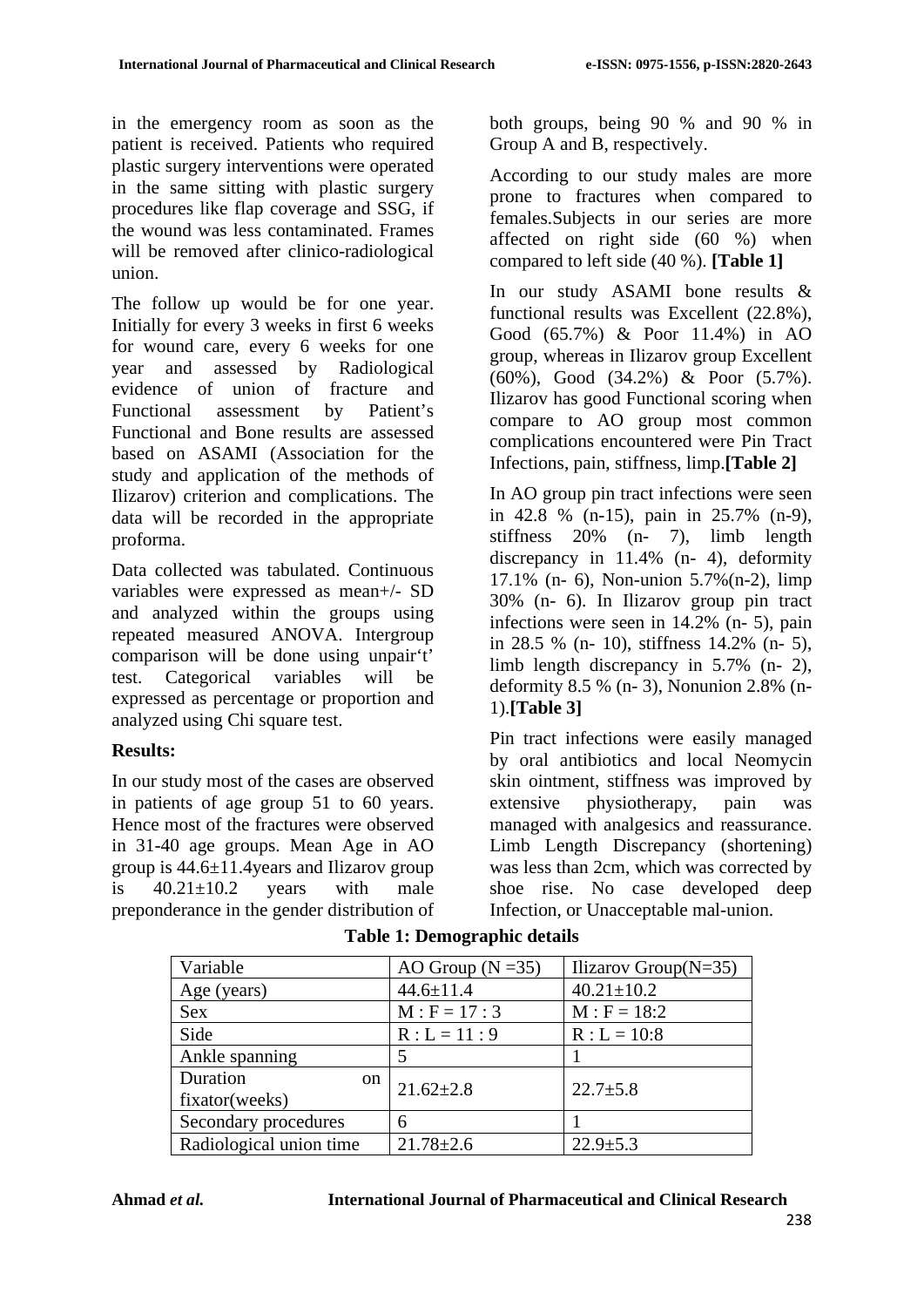in the emergency room as soon as the patient is received. Patients who required plastic surgery interventions were operated in the same sitting with plastic surgery procedures like flap coverage and SSG, if the wound was less contaminated. Frames will be removed after clinico-radiological union.

The follow up would be for one year. Initially for every 3 weeks in first 6 weeks for wound care, every 6 weeks for one year and assessed by Radiological evidence of union of fracture and Functional assessment by Patient's Functional and Bone results are assessed based on ASAMI (Association for the study and application of the methods of Ilizarov) criterion and complications. The data will be recorded in the appropriate proforma.

Data collected was tabulated. Continuous variables were expressed as mean+/- SD and analyzed within the groups using repeated measured ANOVA. Intergroup comparison will be done using unpair't' test. Categorical variables will be expressed as percentage or proportion and analyzed using Chi square test.

**Results:**

In our study most of the cases are observed in patients of age group 51 to 60 years. Hence most of the fractures were observed in 31-40 age groups. Mean Age in AO group is 44.6±11.4years and Ilizarov group is 40.21±10.2 years with male preponderance in the gender distribution of both groups, being 90 % and 90 % in Group A and B, respectively.

According to our study males are more prone to fractures when compared to females.Subjects in our series are more affected on right side (60 %) when compared to left side (40 %). **[Table 1]**

In our study ASAMI bone results & functional results was Excellent (22.8%), Good (65.7%) & Poor 11.4%) in AO group, whereas in Ilizarov group Excellent (60%), Good (34.2%) & Poor (5.7%). Ilizarov has good Functional scoring when compare to AO group most common complications encountered were Pin Tract Infections, pain, stiffness, limp.**[Table 2]**

In AO group pin tract infections were seen in 42.8 % (n-15), pain in 25.7% (n-9), stiffness 20% (n- 7), limb length discrepancy in 11.4% (n- 4), deformity 17.1% (n- 6), Non-union 5.7%(n-2), limp 30% (n- 6). In Ilizarov group pin tract infections were seen in 14.2% (n- 5), pain in 28.5 % (n- 10), stiffness 14.2% (n- 5), limb length discrepancy in 5.7% (n- 2), deformity 8.5 % (n- 3), Nonunion 2.8% (n-1).**[Table 3]**

Pin tract infections were easily managed by oral antibiotics and local Neomycin skin ointment, stiffness was improved by extensive physiotherapy, pain was managed with analgesics and reassurance. Limb Length Discrepancy (shortening) was less than 2cm, which was corrected by shoe rise. No case developed deep Infection, or Unacceptable mal-union.

**Table 1: Demographic details**

| Variable | AO Group (N =35) | Ilizarov Group(N=35) |
|---|---|---|
| Age (years) | 44.6±11.4 | 40.21±10.2 |
| Sex | M : F = 17 : 3 | M : F = 18:2 |
| Side | R : L = 11 : 9 | R : L = 10:8 |
| Ankle spanning | 5 | 1 |
| Duration on fixator(weeks) | 21.62±2.8 | 22.7±5.8 |
| Secondary procedures | 6 | 1 |
| Radiological union time | 21.78±2.6 | 22.9±5.3 |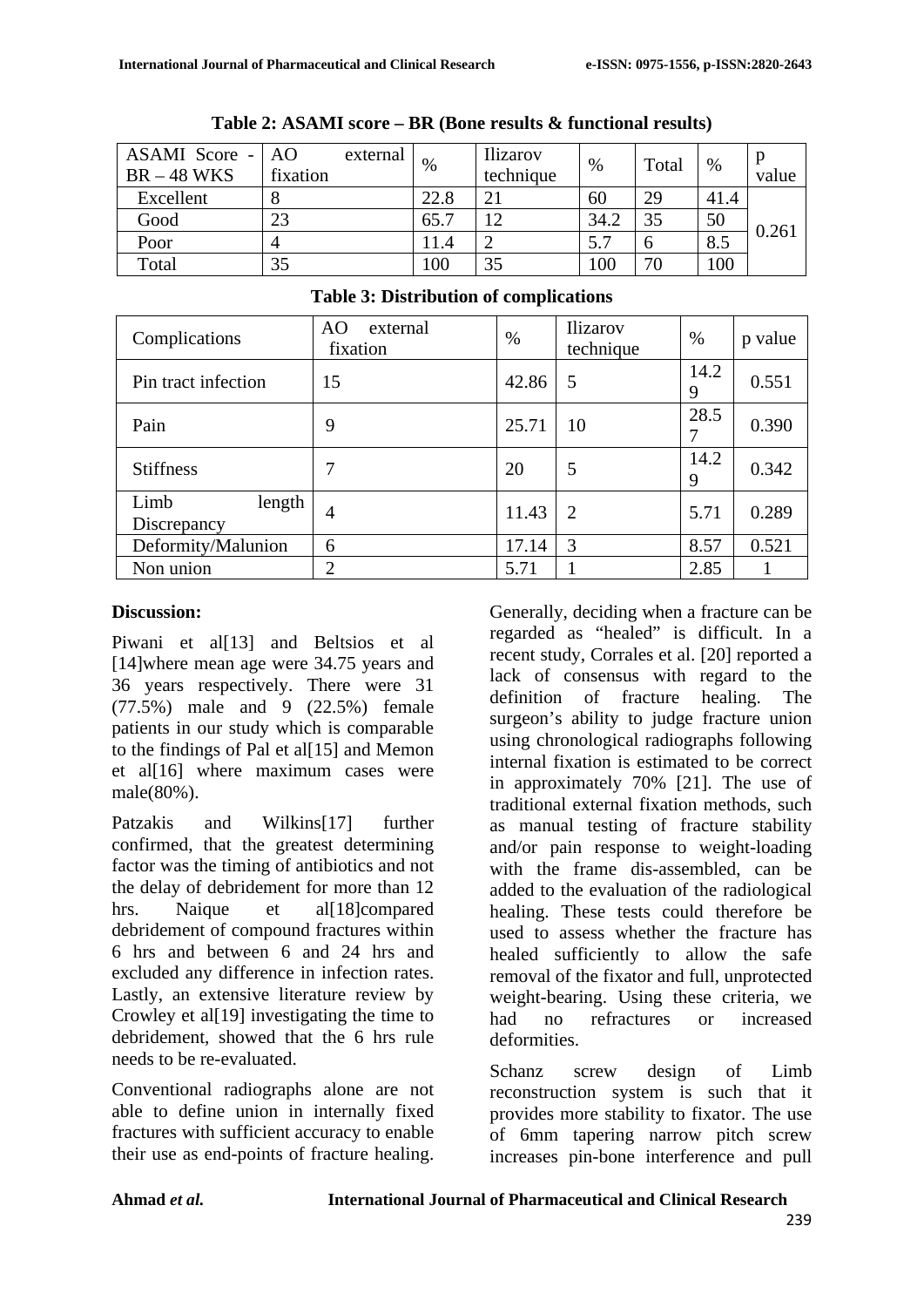**Table 2: ASAMI score – BR (Bone results & functional results)**

| ASAMI Score - BR – 48 WKS | AO external fixation | % | Ilizarov technique | % | Total | % | p value |
|---|---|---|---|---|---|---|---|
| Excellent | 8 | 22.8 | 21 | 60 | 29 | 41.4 | 0.261 |
| Good | 23 | 65.7 | 12 | 34.2 | 35 | 50 | |
| Poor | 4 | 11.4 | 2 | 5.7 | 6 | 8.5 | |
| Total | 35 | 100 | 35 | 100 | 70 | 100 | |

**Table 3: Distribution of complications**

| Complications | AO external fixation | % | Ilizarov technique | % | p value |
|---|---|---|---|---|---|
| Pin tract infection | 15 | 42.86 | 5 | 14.29 | 0.551 |
| Pain | 9 | 25.71 | 10 | 28.57 | 0.390 |
| Stiffness | 7 | 20 | 5 | 14.29 | 0.342 |
| Limb length Discrepancy | 4 | 11.43 | 2 | 5.71 | 0.289 |
| Deformity/Malunion | 6 | 17.14 | 3 | 8.57 | 0.521 |
| Non union | 2 | 5.71 | 1 | 2.85 | 1 |

**Discussion:**

Piwani et al[13] and Beltsios et al [14]where mean age were 34.75 years and 36 years respectively. There were 31 (77.5%) male and 9 (22.5%) female patients in our study which is comparable to the findings of Pal et al[15] and Memon et al[16] where maximum cases were male(80%).

Patzakis and Wilkins[17] further confirmed, that the greatest determining factor was the timing of antibiotics and not the delay of debridement for more than 12 hrs. Naique et al[18]compared debridement of compound fractures within 6 hrs and between 6 and 24 hrs and excluded any difference in infection rates. Lastly, an extensive literature review by Crowley et al[19] investigating the time to debridement, showed that the 6 hrs rule needs to be re-evaluated.

Conventional radiographs alone are not able to define union in internally fixed fractures with sufficient accuracy to enable their use as end-points of fracture healing. Generally, deciding when a fracture can be regarded as "healed" is difficult. In a recent study, Corrales et al. [20] reported a lack of consensus with regard to the definition of fracture healing. The surgeon's ability to judge fracture union using chronological radiographs following internal fixation is estimated to be correct in approximately 70% [21]. The use of traditional external fixation methods, such as manual testing of fracture stability and/or pain response to weight-loading with the frame dis-assembled, can be added to the evaluation of the radiological healing. These tests could therefore has used to assess whether the fracture has healed sufficiently to allow the safe removal of the fixator and full, unprotected weight-bearing. Using these criteria, we had no refractures or increased deformities.

Schanz screw design of Limb reconstruction system is such that it provides more stability to fixator. The use of 6mm tapering narrow pitch screw increases pin-bone interference and pull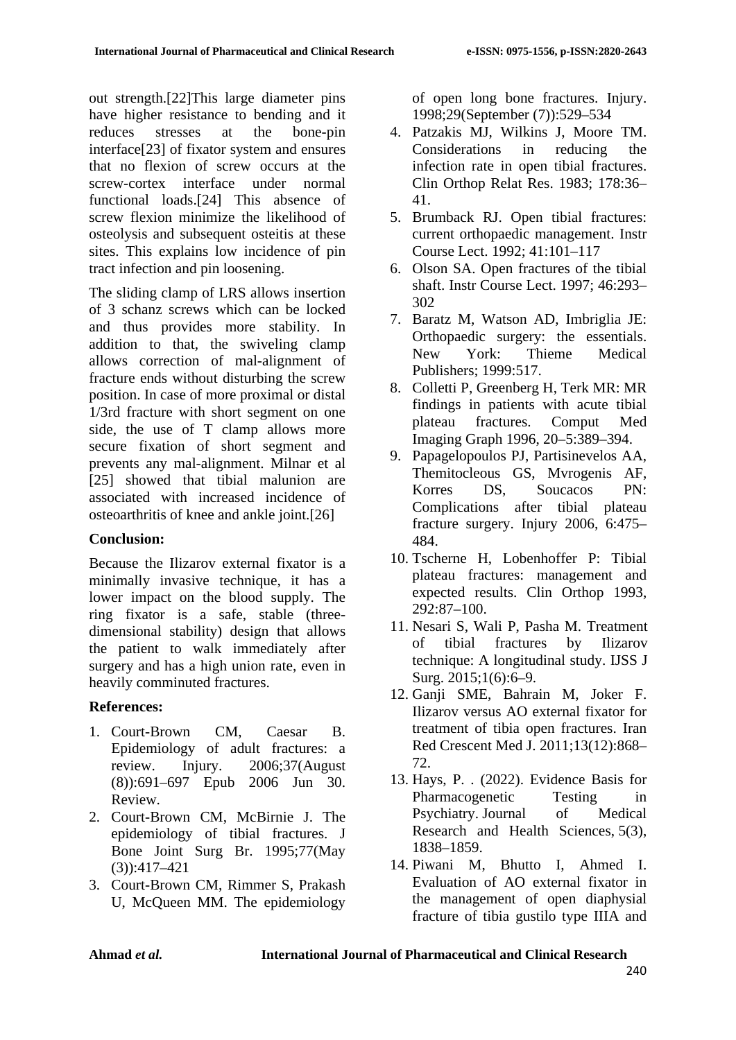out strength.[22]This large diameter pins have higher resistance to bending and it reduces stresses at the bone-pin interface[23] of fixator system and ensures that no flexion of screw occurs at the screw-cortex interface under normal functional loads.[24] This absence of screw flexion minimize the likelihood of osteolysis and subsequent osteitis at these sites. This explains low incidence of pin tract infection and pin loosening.

The sliding clamp of LRS allows insertion of 3 schanz screws which can be locked and thus provides more stability. In addition to that, the swiveling clamp allows correction of mal-alignment of fracture ends without disturbing the screw position. In case of more proximal or distal 1/3rd fracture with short segment on one side, the use of T clamp allows more secure fixation of short segment and prevents any mal-alignment. Milnar et al [25] showed that tibial malunion are associated with increased incidence of osteoarthritis of knee and ankle joint.[26]

**Conclusion:**

Because the Ilizarov external fixator is a minimally invasive technique, it has a lower impact on the blood supply. The ring fixator is a safe, stable (three-dimensional stability) design that allows the patient to walk immediately after surgery and has a high union rate, even in heavily comminuted fractures.

**References:**

1. Court-Brown CM, Caesar B. Epidemiology of adult fractures: a review. Injury. 2006;37(August (8)):691–697 Epub 2006 Jun 30. Review.
2. Court-Brown CM, McBirnie J. The epidemiology of tibial fractures. J Bone Joint Surg Br. 1995;77(May (3)):417–421
3. Court-Brown CM, Rimmer S, Prakash U, McQueen MM. The epidemiology of open long bone fractures. Injury. 1998;29(September (7)):529–534
4. Patzakis MJ, Wilkins J, Moore TM. Considerations in reducing the infection rate in open tibial fractures. Clin Orthop Relat Res. 1983; 178:36–41.
5. Brumback RJ. Open tibial fractures: current orthopaedic management. Instr Course Lect. 1992; 41:101–117
6. Olson SA. Open fractures of the tibial shaft. Instr Course Lect. 1997; 46:293–302
7. Baratz M, Watson AD, Imbriglia JE: Orthopaedic surgery: the essentials. New York: Thieme Medical Publishers; 1999:517.
8. Colletti P, Greenberg H, Terk MR: MR findings in patients with acute tibial plateau fractures. Comput Med Imaging Graph 1996, 20–5:389–394.
9. Papagelopoulos PJ, Partisinevelos AA, Themitocleous GS, Mvrogenis AF, Korres DS, Soucacos PN: Complications after tibial plateau fracture surgery. Injury 2006, 6:475–484.
10. Tscherne H, Lobenhoffer P: Tibial plateau fractures: management and expected results. Clin Orthop 1993, 292:87–100.
11. Nesari S, Wali P, Pasha M. Treatment of tibial fractures by Ilizarov technique: A longitudinal study. IJSS J Surg. 2015;1(6):6–9.
12. Ganji SME, Bahrain M, Joker F. Ilizarov versus AO external fixator for treatment of tibia open fractures. Iran Red Crescent Med J. 2011;13(12):868–72.
13. Hays, P. . (2022). Evidence Basis for Pharmacogenetic Testing in Psychiatry. Journal of Medical Research and Health Sciences, 5(3), 1838–1859.
14. Piwani M, Bhutto I, Ahmed I. Evaluation of AO external fixator in the management of open diaphysial fracture of tibia gustilo type IIIA and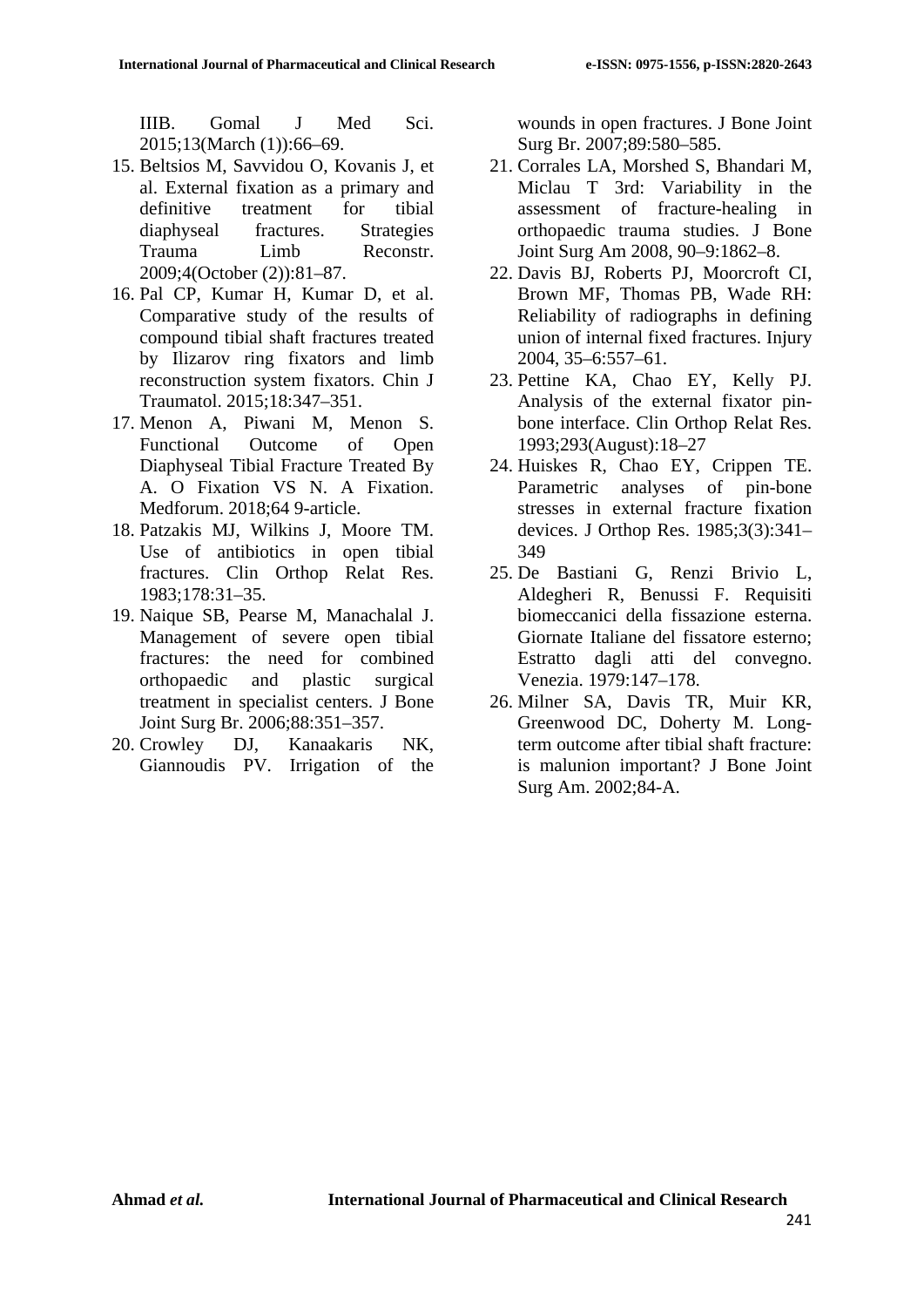IIIB. Gomal J Med Sci. 2015;13(March (1)):66–69.

15. Beltsios M, Savvidou O, Kovanis J, et al. External fixation as a primary and definitive treatment for tibial diaphyseal fractures. Strategies Trauma Limb Reconstr. 2009;4(October (2)):81–87.
16. Pal CP, Kumar H, Kumar D, et al. Comparative study of the results of compound tibial shaft fractures treated by Ilizarov ring fixators and limb reconstruction system fixators. Chin J Traumatol. 2015;18:347–351.
17. Menon A, Piwani M, Menon S. Functional Outcome of Open Diaphyseal Tibial Fracture Treated By A. O Fixation VS N. A Fixation. Medforum. 2018;64 9-article.
18. Patzakis MJ, Wilkins J, Moore TM. Use of antibiotics in open tibial fractures. Clin Orthop Relat Res. 1983;178:31–35.
19. Naique SB, Pearse M, Manachalal J. Management of severe open tibial fractures: the need for combined orthopaedic and plastic surgical treatment in specialist centers. J Bone Joint Surg Br. 2006;88:351–357.
20. Crowley DJ, Kanaakaris NK, Giannoudis PV. Irrigation of the wounds in open fractures. J Bone Joint Surg Br. 2007;89:580–585.
21. Corrales LA, Morshed S, Bhandari M, Miclau T 3rd: Variability in the assessment of fracture-healing in orthopaedic trauma studies. J Bone Joint Surg Am 2008, 90–9:1862–8.
22. Davis BJ, Roberts PJ, Moorcroft CI, Brown MF, Thomas PB, Wade RH: Reliability of radiographs in defining union of internal fixed fractures. Injury 2004, 35–6:557–61.
23. Pettine KA, Chao EY, Kelly PJ. Analysis of the external fixator pin-bone interface. Clin Orthop Relat Res. 1993;293(August):18–27
24. Huiskes R, Chao EY, Crippen TE. Parametric analyses of pin-bone stresses in external fracture fixation devices. J Orthop Res. 1985;3(3):341–349
25. De Bastiani G, Renzi Brivio L, Aldegheri R, Benussi F. Requisiti biomeccanici della fissazione esterna. Giornate Italiane del fissatore esterno; Estratto dagli atti del convegno. Venezia. 1979:147–178.
26. Milner SA, Davis TR, Muir KR, Greenwood DC, Doherty M. Long-term outcome after tibial shaft fracture: is malunion important? J Bone Joint Surg Am. 2002;84-A.